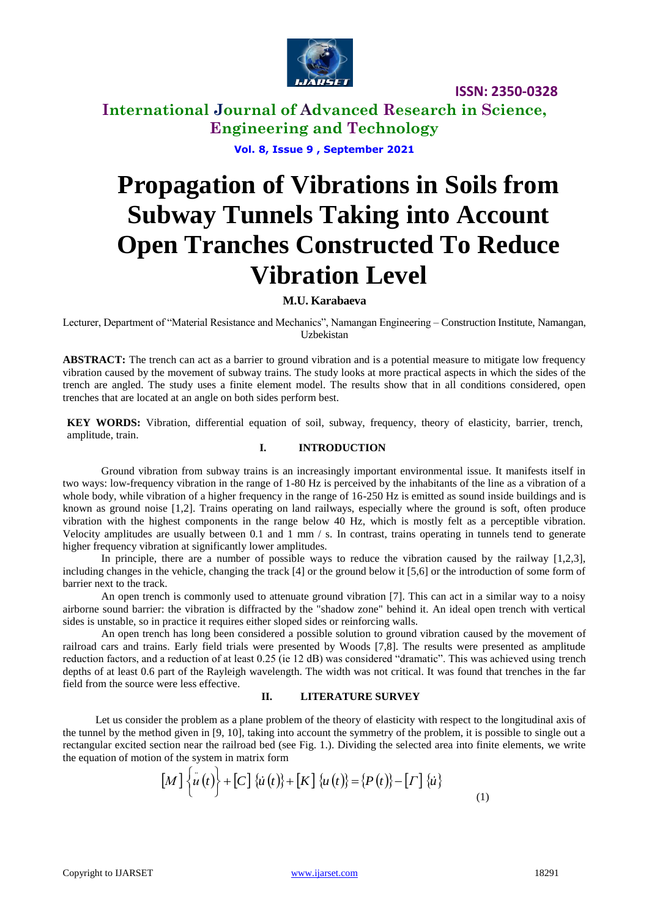# Propagation of Vibrations in Soils from Subway Tunnels Taking into Account Open Tranches Constructed To Reduce Vibration Level

**M.U. Karabaeva**

Lecturer, Department of "Material Resistance and Mechanics", Namangan Engineering – Construction Institute, Namangan, Uzbekistan

**ABSTRACT:** The trench can act as a barrier to ground vibration and is a potential measure to mitigate low frequency vibration caused by the movement of subway trains. The study looks at more practical aspects in which the sides of the trench are angled. The study uses a finite element model. The results show that in all conditions considered, open trenches that are located at an angle on both sides perform best.

**KEY WORDS:** Vibration, differential equation of soil, subway, frequency, theory of elasticity, barrier, trench, amplitude, train.

## I. INTRODUCTION

Ground vibration from subway trains is an increasingly important environmental issue. It manifests itself in two ways: low-frequency vibration in the range of 1-80 Hz is perceived by the inhabitants of the line as a vibration of a whole body, while vibration of a higher frequency in the range of 16-250 Hz is emitted as sound inside buildings and is known as ground noise [1,2]. Trains operating on land railways, especially where the ground is soft, often produce vibration with the highest components in the range below 40 Hz, which is mostly felt as a perceptible vibration. Velocity amplitudes are usually between 0.1 and 1 mm / s. In contrast, trains operating in tunnels tend to generate higher frequency vibration at significantly lower amplitudes.

In principle, there are a number of possible ways to reduce the vibration caused by the railway [1,2,3], including changes in the vehicle, changing the track [4] or the ground below it [5,6] or the introduction of some form of barrier next to the track.

An open trench is commonly used to attenuate ground vibration [7]. This can act in a similar way to a noisy airborne sound barrier: the vibration is diffracted by the "shadow zone" behind it. An ideal open trench with vertical sides is unstable, so in practice it requires either sloped sides or reinforcing walls.

An open trench has long been considered a possible solution to ground vibration caused by the movement of railroad cars and trains. Early field trials were presented by Woods [7,8]. The results were presented as amplitude reduction factors, and a reduction of at least 0.25 (ie 12 dB) was considered "dramatic". This was achieved using trench depths of at least 0.6 part of the Rayleigh wavelength. The width was not critical. It was found that trenches in the far field from the source were less effective.

## II. LITERATURE SURVEY

Let us consider the problem as a plane problem of the theory of elasticity with respect to the longitudinal axis of the tunnel by the method given in [9, 10], taking into account the symmetry of the problem, it is possible to single out a rectangular excited section near the railroad bed (see Fig. 1.). Dividing the selected area into finite elements, we write the equation of motion of the system in matrix form

$$[M]\left\{\ddot{u}(t)\right\}+[C]\left\{\dot{u}(t)\right\}+[K]\left\{u(t)\right\}=\left\{P(t)\right\}-[\Gamma]\left\{\dot{u}\right\} \tag{1}$$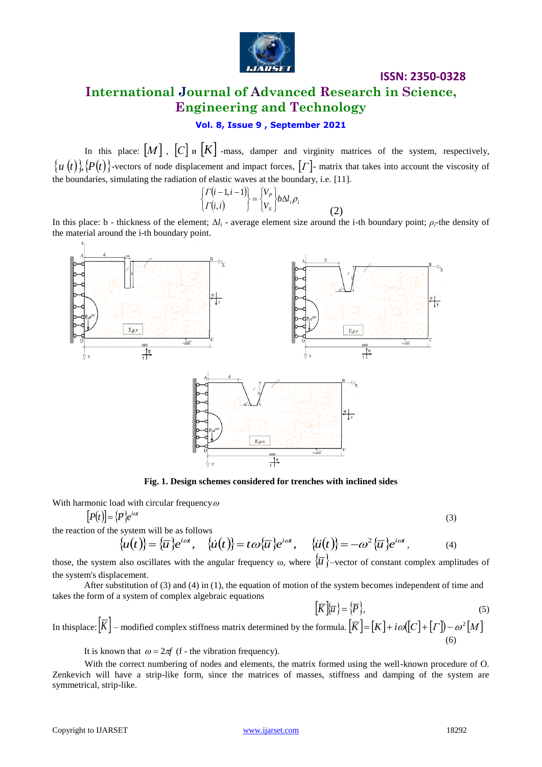In this place: $[M]$, $[C]$ и $[K]$ -mass, damper and virginity matrices of the system, respectively, $\{u(t)\},\{P(t)\}$-vectors of node displacement and impact forces, $[\Gamma]$- matrix that takes into account the viscosity of the boundaries, simulating the radiation of elastic waves at the boundary, i.e. [11].

$$\begin{Bmatrix} \Gamma(i-1,i-1) \\ \Gamma(i,i) \end{Bmatrix} = \begin{Bmatrix} V_P \\ V_S \end{Bmatrix} b\Delta l_i \rho_i \tag{2}$$

In this place: b - thickness of the element; $\Delta l_i$ - average element size around the i-th boundary point; $\rho_i$-the density of the material around the i-th boundary point.

**Fig. 1. Design schemes considered for trenches with inclined sides**

With harmonic load with circular frequency $\omega$

$$[P(t)] = \{P\}e^{i\omega t} \tag{3}$$

the reaction of the system will be as follows

$$\{u(t)\} = \{\overline{u}\}e^{i\omega t}, \quad \{\dot{u}(t)\} = t\omega\{\overline{u}\}e^{i\omega t}, \quad \{\ddot{u}(t)\} = -\omega^2\{\overline{u}\}e^{i\omega t}, \tag{4}$$

those, the system also oscillates with the angular frequency ω, where $\{\overline{u}\}$–vector of constant complex amplitudes of the system's displacement.

After substitution of (3) and (4) in (1), the equation of motion of the system becomes independent of time and takes the form of a system of complex algebraic equations

$$[\overline{K}]\{\overline{u}\} = \{\overline{P}\}, \tag{5}$$

In thisplace: $[\overline{K}]$ – modified complex stiffness matrix determined by the formula. $[\overline{K}] = [K] + i\omega([C] + [\Gamma]) - \omega^2[M]$ (6)

It is known that $\omega = 2\pi f$ (f - the vibration frequency).

With the correct numbering of nodes and elements, the matrix formed using the well-known procedure of O. Zenkevich will have a strip-like form, since the matrices of masses, stiffness and damping of the system are symmetrical, strip-like.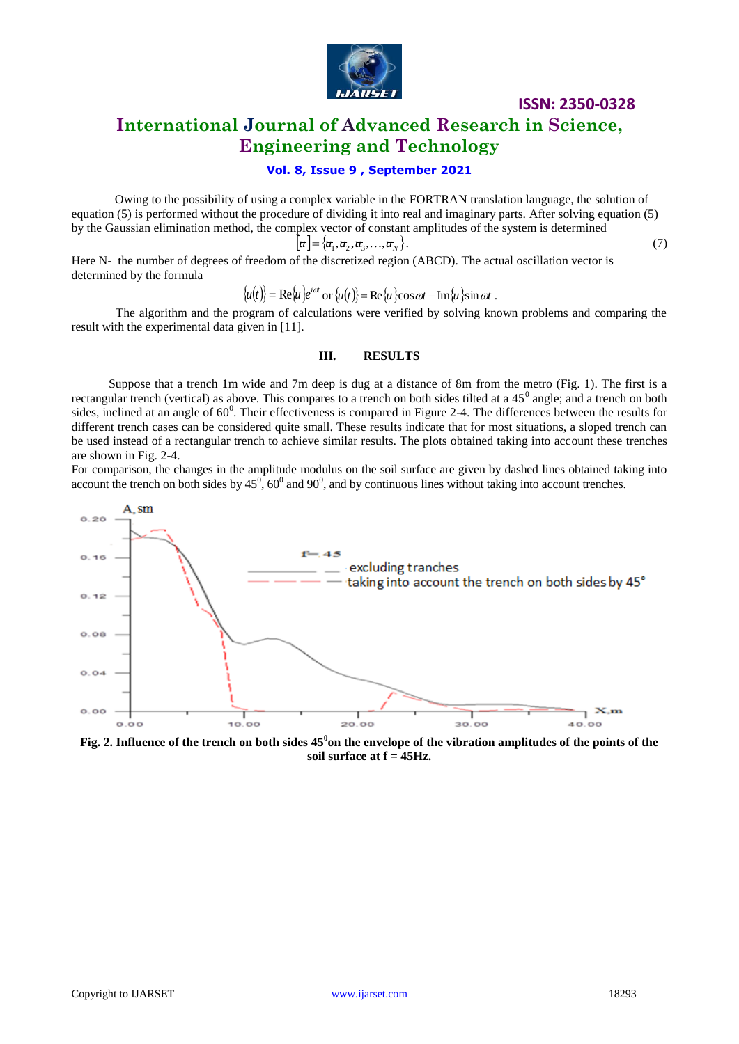Owing to the possibility of using a complex variable in the FORTRAN translation language, the solution of equation (5) is performed without the procedure of dividing it into real and imaginary parts. After solving equation (5) by the Gaussian elimination method, the complex vector of constant amplitudes of the system is determined

$$[\bar{u}] = \{\bar{u}_1, \bar{u}_2, \bar{u}_3, \ldots, \bar{u}_N\}. \quad (7)$$

Here N- the number of degrees of freedom of the discretized region (ABCD). The actual oscillation vector is determined by the formula

$$\{u(t)\} = \mathrm{Re}\{\bar{u}\}e^{i\omega t} \text{ or } \{u(t)\} = \mathrm{Re}\{\bar{u}\}\cos\omega t - \mathrm{Im}\{\bar{u}\}\sin\omega t\,.$$

The algorithm and the program of calculations were verified by solving known problems and comparing the result with the experimental data given in [11].

## III. RESULTS

Suppose that a trench 1m wide and 7m deep is dug at a distance of 8m from the metro (Fig. 1). The first is a rectangular trench (vertical) as above. This compares to a trench on both sides tilted at a $45^0$ angle; and a trench on both sides, inclined at an angle of $60^0$. Their effectiveness is compared in Figure 2-4. The differences between the results for different trench cases can be considered quite small. These results indicate that for most situations, a sloped trench can be used instead of a rectangular trench to achieve similar results. The plots obtained taking into account these trenches are shown in Fig. 2-4.

For comparison, the changes in the amplitude modulus on the soil surface are given by dashed lines obtained taking into account the trench on both sides by $45^0$, $60^0$ and $90^0$, and by continuous lines without taking into account trenches.

**Fig. 2. Influence of the trench on both sides $45^0$ on the envelope of the vibration amplitudes of the points of the soil surface at f = 45Hz.**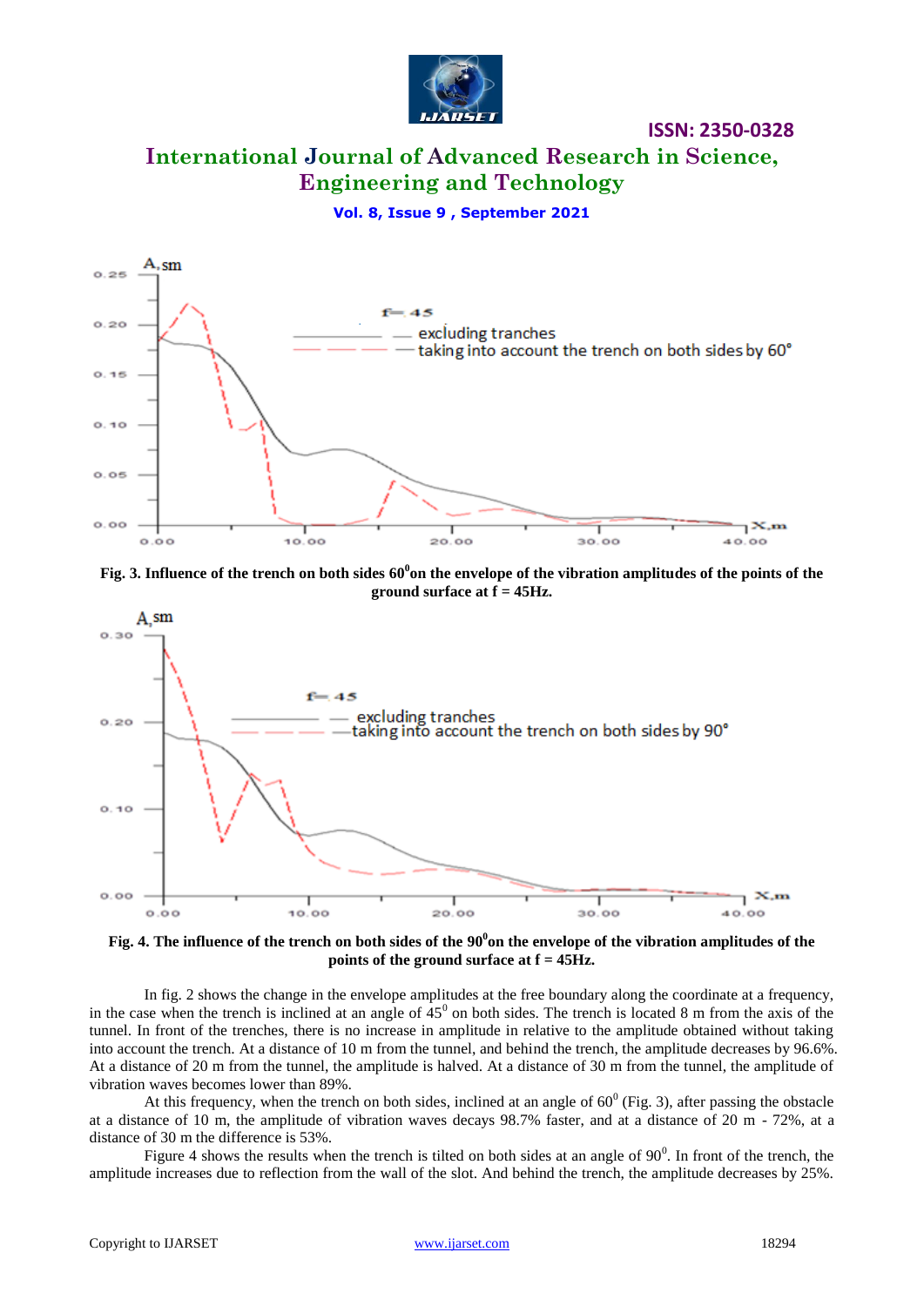**Fig. 3. Influence of the trench on both sides 60$^0$on the envelope of the vibration amplitudes of the points of the ground surface at f = 45Hz.**

**Fig. 4. The influence of the trench on both sides of the 90$^0$on the envelope of the vibration amplitudes of the points of the ground surface at f = 45Hz.**

In fig. 2 shows the change in the envelope amplitudes at the free boundary along the coordinate at a frequency, in the case when the trench is inclined at an angle of 45$^0$ on both sides. The trench is located 8 m from the axis of the tunnel. In front of the trenches, there is no increase in amplitude in relative to the amplitude obtained without taking into account the trench. At a distance of 10 m from the tunnel, and behind the trench, the amplitude decreases by 96.6%. At a distance of 20 m from the tunnel, the amplitude is halved. At a distance of 30 m from the tunnel, the amplitude of vibration waves becomes lower than 89%.

At this frequency, when the trench on both sides, inclined at an angle of 60$^0$ (Fig. 3), after passing the obstacle at a distance of 10 m, the amplitude of vibration waves decays 98.7% faster, and at a distance of 20 m - 72%, at a distance of 30 m the difference is 53%.

Figure 4 shows the results when the trench is tilted on both sides at an angle of 90$^0$. In front of the trench, the amplitude increases due to reflection from the wall of the slot. And behind the trench, the amplitude decreases by 25%.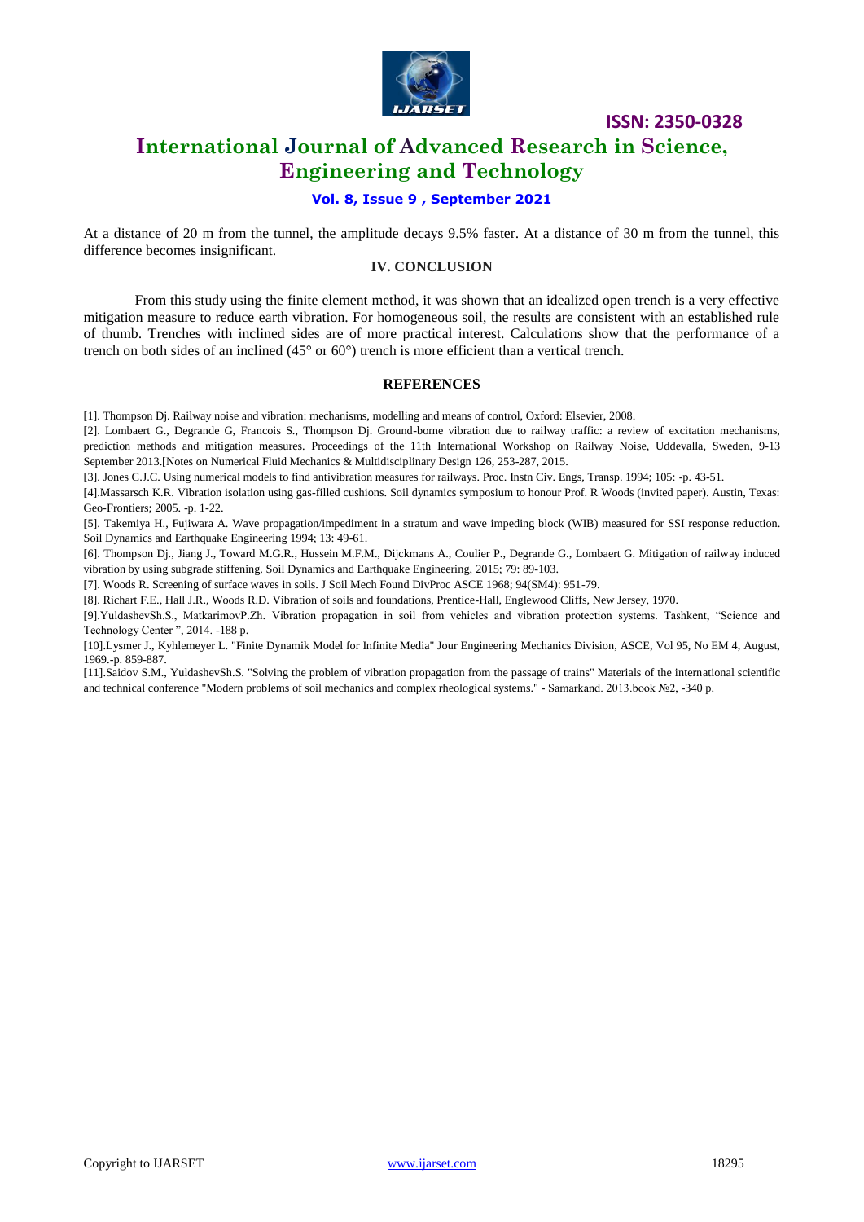At a distance of 20 m from the tunnel, the amplitude decays 9.5% faster. At a distance of 30 m from the tunnel, this difference becomes insignificant.

## IV. CONCLUSION

From this study using the finite element method, it was shown that an idealized open trench is a very effective mitigation measure to reduce earth vibration. For homogeneous soil, the results are consistent with an established rule of thumb. Trenches with inclined sides are of more practical interest. Calculations show that the performance of a trench on both sides of an inclined (45° or 60°) trench is more efficient than a vertical trench.

## REFERENCES

[1]. Thompson Dj. Railway noise and vibration: mechanisms, modelling and means of control, Oxford: Elsevier, 2008.

[2]. Lombaert G., Degrande G, Francois S., Thompson Dj. Ground-borne vibration due to railway traffic: a review of excitation mechanisms, prediction methods and mitigation measures. Proceedings of the 11th International Workshop on Railway Noise, Uddevalla, Sweden, 9-13 September 2013.[Notes on Numerical Fluid Mechanics & Multidisciplinary Design 126, 253-287, 2015.

[3]. Jones C.J.C. Using numerical models to find antivibration measures for railways. Proc. Instn Civ. Engs, Transp. 1994; 105: -p. 43-51.

[4].Massarsch K.R. Vibration isolation using gas-filled cushions. Soil dynamics symposium to honour Prof. R Woods (invited paper). Austin, Texas: Geo-Frontiers; 2005. -p. 1-22.

[5]. Takemiya H., Fujiwara A. Wave propagation/impediment in a stratum and wave impeding block (WIB) measured for SSI response reduction. Soil Dynamics and Earthquake Engineering 1994; 13: 49-61.

[6]. Thompson Dj., Jiang J., Toward M.G.R., Hussein M.F.M., Dijckmans A., Coulier P., Degrande G., Lombaert G. Mitigation of railway induced vibration by using subgrade stiffening. Soil Dynamics and Earthquake Engineering, 2015; 79: 89-103.

[7]. Woods R. Screening of surface waves in soils. J Soil Mech Found DivProc ASCE 1968; 94(SM4): 951-79.

[8]. Richart F.E., Hall J.R., Woods R.D. Vibration of soils and foundations, Prentice-Hall, Englewood Cliffs, New Jersey, 1970.

[9].YuldashevSh.S., MatkarimovP.Zh. Vibration propagation in soil from vehicles and vibration protection systems. Tashkent, "Science and Technology Center ", 2014. -188 p.

[10].Lysmer J., Kyhlemeyer L. "Finite Dynamik Model for Infinite Media" Jour Engineering Mechanics Division, ASCE, Vol 95, No EM 4, August, 1969.-p. 859-887.

[11].Saidov S.M., YuldashevSh.S. "Solving the problem of vibration propagation from the passage of trains" Materials of the international scientific and technical conference "Modern problems of soil mechanics and complex rheological systems." - Samarkand. 2013.book №2, -340 p.